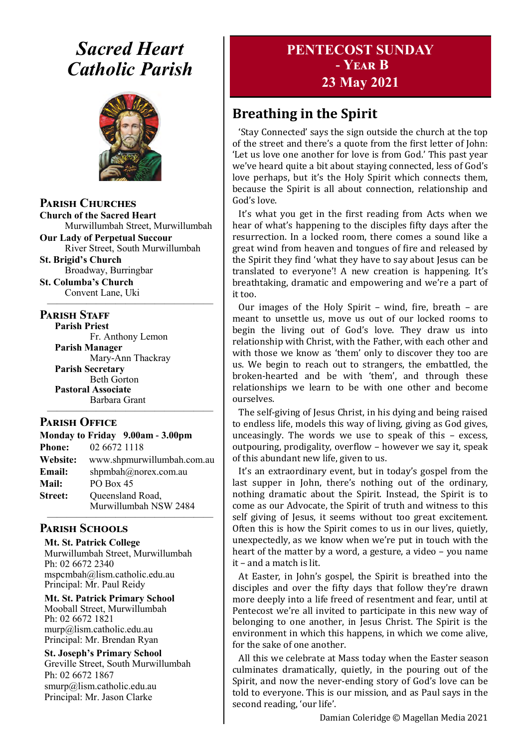# Sacred Heart Catholic Parish

## Parish Churches

**Church of the Sacred Heart**
Murwillumbah Street, Murwillumbah

**Our Lady of Perpetual Succour**
River Street, South Murwillumbah

**St. Brigid's Church**
Broadway, Burringbar

**St. Columba's Church**
Convent Lane, Uki

## Parish Staff

**Parish Priest**
Fr. Anthony Lemon

**Parish Manager**
Mary-Ann Thackray

**Parish Secretary**
Beth Gorton

**Pastoral Associate**
Barbara Grant

## Parish Office

**Monday to Friday 9.00am - 3.00pm**

**Phone:** 02 6672 1118
**Website:** www.shpmurwillumbah.com.au
**Email:** shpmbah@norex.com.au
**Mail:** PO Box 45
**Street:** Queensland Road, Murwillumbah NSW 2484

## Parish Schools

**Mt. St. Patrick College**
Murwillumbah Street, Murwillumbah
Ph: 02 6672 2340
mspcmbah@lism.catholic.edu.au
Principal: Mr. Paul Reidy

**Mt. St. Patrick Primary School**
Mooball Street, Murwillumbah
Ph: 02 6672 1821
murp@lism.catholic.edu.au
Principal: Mr. Brendan Ryan

**St. Joseph's Primary School**
Greville Street, South Murwillumbah
Ph: 02 6672 1867
smurp@lism.catholic.edu.au
Principal: Mr. Jason Clarke

# PENTECOST SUNDAY - Year B
# 23 May 2021

## Breathing in the Spirit

'Stay Connected' says the sign outside the church at the top of the street and there's a quote from the first letter of John: 'Let us love one another for love is from God.' This past year we've heard quite a bit about staying connected, less of God's love perhaps, but it's the Holy Spirit which connects them, because the Spirit is all about connection, relationship and God's love.

It's what you get in the first reading from Acts when we hear of what's happening to the disciples fifty days after the resurrection. In a locked room, there comes a sound like a great wind from heaven and tongues of fire and released by the Spirit they find 'what they have to say about Jesus can be translated to everyone'! A new creation is happening. It's breathtaking, dramatic and empowering and we're a part of it too.

Our images of the Holy Spirit – wind, fire, breath – are meant to unsettle us, move us out of our locked rooms to begin the living out of God's love. They draw us into relationship with Christ, with the Father, with each other and with those we know as 'them' only to discover they too are us. We begin to reach out to strangers, the embattled, the broken-hearted and be with 'them', and through these relationships we learn to be with one other and become ourselves.

The self-giving of Jesus Christ, in his dying and being raised to endless life, models this way of living, giving as God gives, unceasingly. The words we use to speak of this – excess, outpouring, prodigality, overflow – however we say it, speak of this abundant new life, given to us.

It's an extraordinary event, but in today's gospel from the last supper in John, there's nothing out of the ordinary, nothing dramatic about the Spirit. Instead, the Spirit is to come as our Advocate, the Spirit of truth and witness to this self giving of Jesus, it seems without too great excitement. Often this is how the Spirit comes to us in our lives, quietly, unexpectedly, as we know when we're put in touch with the heart of the matter by a word, a gesture, a video – you name it – and a match is lit.

At Easter, in John's gospel, the Spirit is breathed into the disciples and over the fifty days that follow they're drawn more deeply into a life freed of resentment and fear, until at Pentecost we're all invited to participate in this new way of belonging to one another, in Jesus Christ. The Spirit is the environment in which this happens, in which we come alive, for the sake of one another.

All this we celebrate at Mass today when the Easter season culminates dramatically, quietly, in the pouring out of the Spirit, and now the never-ending story of God's love can be told to everyone. This is our mission, and as Paul says in the second reading, 'our life'.

Damian Coleridge © Magellan Media 2021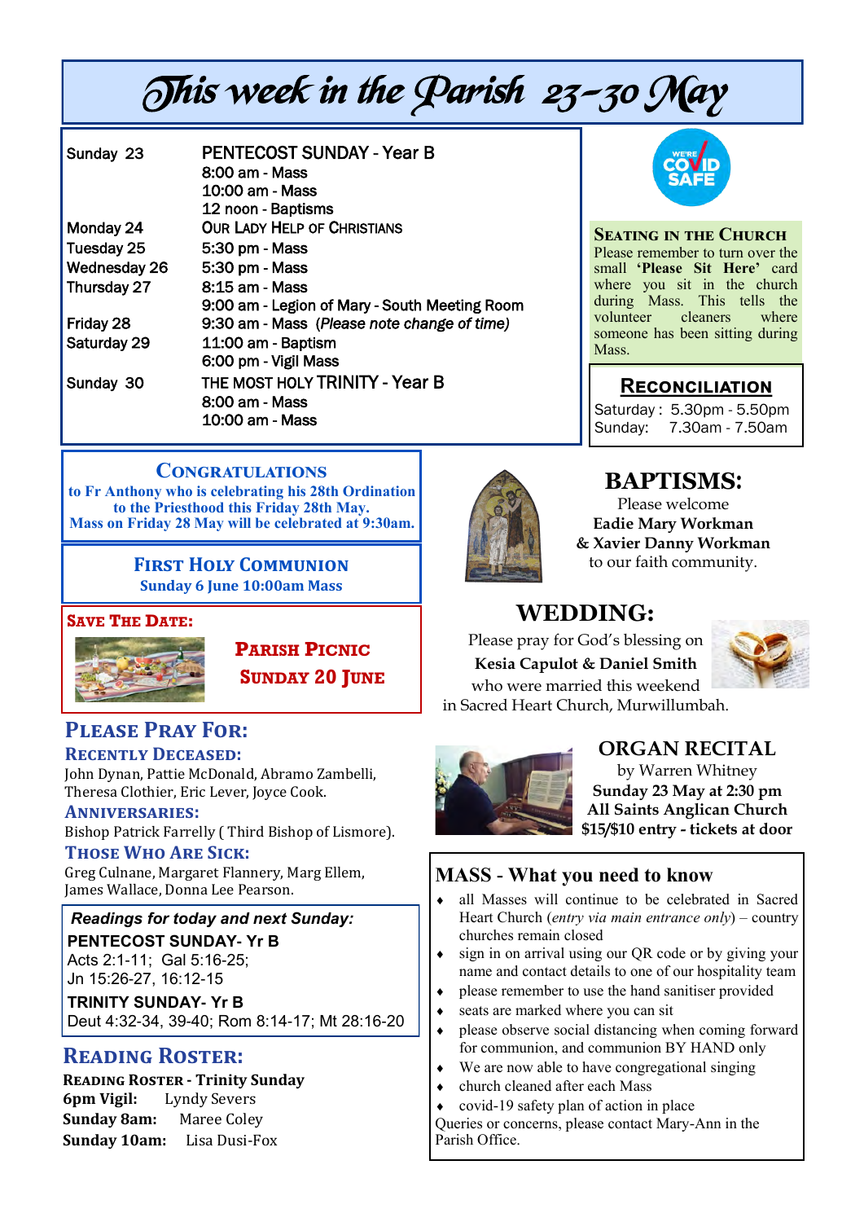# This week in the Parish 23-30 May

| | |
|---|---|
| Sunday 23 | PENTECOST SUNDAY - Year B<br>8:00 am - Mass<br>10:00 am - Mass<br>12 noon - Baptisms |
| Monday 24 | OUR LADY HELP OF CHRISTIANS |
| Tuesday 25 | 5:30 pm - Mass |
| Wednesday 26 | 5:30 pm - Mass |
| Thursday 27 | 8:15 am - Mass<br>9:00 am - Legion of Mary - South Meeting Room |
| Friday 28 | 9:30 am - Mass (*Please note change of time*) |
| Saturday 29 | 11:00 am - Baptism<br>6:00 pm - Vigil Mass |
| Sunday 30 | THE MOST HOLY TRINITY - Year B<br>8:00 am - Mass<br>10:00 am - Mass |

WE'RE COVID SAFE

## Seating in the Church

Please remember to turn over the small **'Please Sit Here'** card where you sit in the church during Mass. This tells the volunteer cleaners where someone has been sitting during Mass.

## Reconciliation

Saturday : 5.30pm - 5.50pm
Sunday: 7.30am - 7.50am

## Congratulations

**to Fr Anthony who is celebrating his 28th Ordination to the Priesthood this Friday 28th May. Mass on Friday 28 May will be celebrated at 9:30am.**

## First Holy Communion

**Sunday 6 June 10:00am Mass**

## Save The Date:

**Parish Picnic**
**Sunday 20 June**

## BAPTISMS:

Please welcome
**Eadie Mary Workman**
**& Xavier Danny Workman**
to our faith community.

## WEDDING:

Please pray for God's blessing on
**Kesia Capulot & Daniel Smith**
who were married this weekend
in Sacred Heart Church, Murwillumbah.

## Please Pray For:

### Recently Deceased:

John Dynan, Pattie McDonald, Abramo Zambelli, Theresa Clothier, Eric Lever, Joyce Cook.

### Anniversaries:

Bishop Patrick Farrelly ( Third Bishop of Lismore).

### Those Who Are Sick:

Greg Culnane, Margaret Flannery, Marg Ellem, James Wallace, Donna Lee Pearson.

## ORGAN RECITAL

by Warren Whitney
**Sunday 23 May at 2:30 pm**
**All Saints Anglican Church**
**$15/$10 entry - tickets at door**

***Readings for today and next Sunday:***

**PENTECOST SUNDAY- Yr B**
Acts 2:1-11; Gal 5:16-25;
Jn 15:26-27, 16:12-15

**TRINITY SUNDAY- Yr B**
Deut 4:32-34, 39-40; Rom 8:14-17; Mt 28:16-20

## MASS - What you need to know

- all Masses will continue to be celebrated in Sacred Heart Church (*entry via main entrance only*) – country churches remain closed
- sign in on arrival using our QR code or by giving your name and contact details to one of our hospitality team
- please remember to use the hand sanitiser provided
- seats are marked where you can sit
- please observe social distancing when coming forward for communion, and communion BY HAND only
- We are now able to have congregational singing
- church cleaned after each Mass
- covid-19 safety plan of action in place

Queries or concerns, please contact Mary-Ann in the Parish Office.

## Reading Roster:

**Reading Roster - Trinity Sunday**
**6pm Vigil:** Lyndy Severs
**Sunday 8am:** Maree Coley
**Sunday 10am:** Lisa Dusi-Fox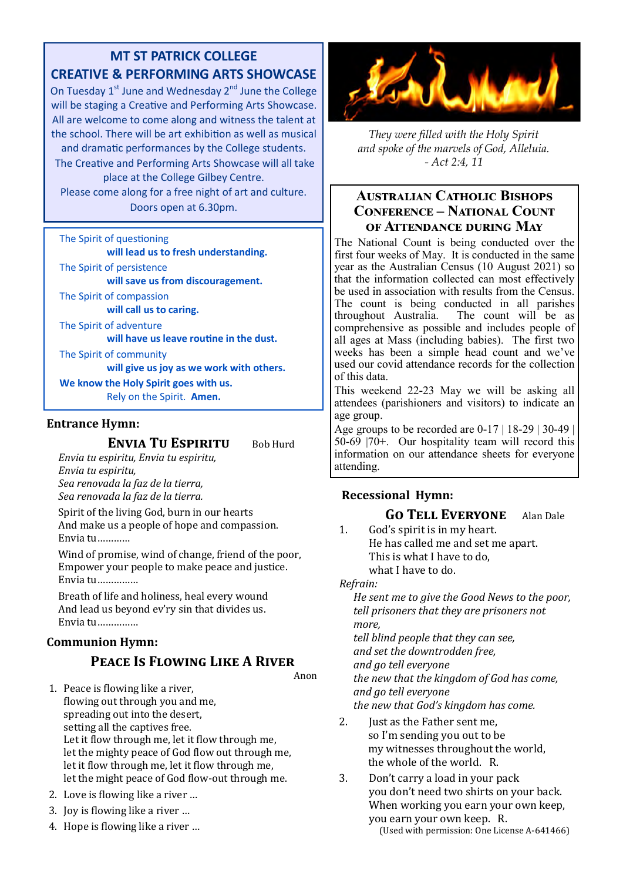## MT ST PATRICK COLLEGE
## CREATIVE & PERFORMING ARTS SHOWCASE

On Tuesday 1st June and Wednesday 2nd June the College will be staging a Creative and Performing Arts Showcase. All are welcome to come along and witness the talent at the school. There will be art exhibition as well as musical and dramatic performances by the College students. The Creative and Performing Arts Showcase will all take place at the College Gilbey Centre.
Please come along for a free night of art and culture.
Doors open at 6.30pm.

The Spirit of questioning
**will lead us to fresh understanding.**
The Spirit of persistence
**will save us from discouragement.**
The Spirit of compassion
**will call us to caring.**
The Spirit of adventure
**will have us leave routine in the dust.**
The Spirit of community
**will give us joy as we work with others.**
**We know the Holy Spirit goes with us.**
Rely on the Spirit. **Amen.**

**Entrance Hymn:**

### ENVIA TU ESPIRITU — Bob Hurd

*Envia tu espiritu, Envia tu espiritu,*
*Envia tu espiritu,*
*Sea renovada la faz de la tierra,*
*Sea renovada la faz de la tierra.*

Spirit of the living God, burn in our hearts
And make us a people of hope and compassion.
Envia tu…………

Wind of promise, wind of change, friend of the poor,
Empower your people to make peace and justice.
Envia tu……………

Breath of life and holiness, heal every wound
And lead us beyond ev'ry sin that divides us.
Envia tu……………

**Communion Hymn:**

### PEACE IS FLOWING LIKE A RIVER — Anon

1. Peace is flowing like a river,
   flowing out through you and me,
   spreading out into the desert,
   setting all the captives free.
   Let it flow through me, let it flow through me,
   let the mighty peace of God flow out through me,
   let it flow through me, let it flow through me,
   let the might peace of God flow-out through me.
2. Love is flowing like a river …
3. Joy is flowing like a river …
4. Hope is flowing like a river …

*They were filled with the Holy Spirit*
*and spoke of the marvels of God, Alleluia.*
*- Act 2:4, 11*

## AUSTRALIAN CATHOLIC BISHOPS CONFERENCE – NATIONAL COUNT OF ATTENDANCE DURING MAY

The National Count is being conducted over the first four weeks of May. It is conducted in the same year as the Australian Census (10 August 2021) so that the information collected can most effectively be used in association with results from the Census. The count is being conducted in all parishes throughout Australia. The count will be as comprehensive as possible and includes people of all ages at Mass (including babies). The first two weeks has been a simple head count and we've used our covid attendance records for the collection of this data.

This weekend 22-23 May we will be asking all attendees (parishioners and visitors) to indicate an age group.

Age groups to be recorded are 0-17 | 18-29 | 30-49 | 50-69 |70+. Our hospitality team will record this information on our attendance sheets for everyone attending.

**Recessional Hymn:**

### GO TELL EVERYONE — Alan Dale

1. God's spirit is in my heart.
   He has called me and set me apart.
   This is what I have to do,
   what I have to do.

*Refrain:*
*He sent me to give the Good News to the poor,*
*tell prisoners that they are prisoners not more,*
*tell blind people that they can see,*
*and set the downtrodden free,*
*and go tell everyone*
*the new that the kingdom of God has come,*
*and go tell everyone*
*the new that God's kingdom has come.*

2. Just as the Father sent me,
   so I'm sending you out to be
   my witnesses throughout the world,
   the whole of the world. R.
3. Don't carry a load in your pack
   you don't need two shirts on your back.
   When working you earn your own keep,
   you earn your own keep. R.

(Used with permission: One License A-641466)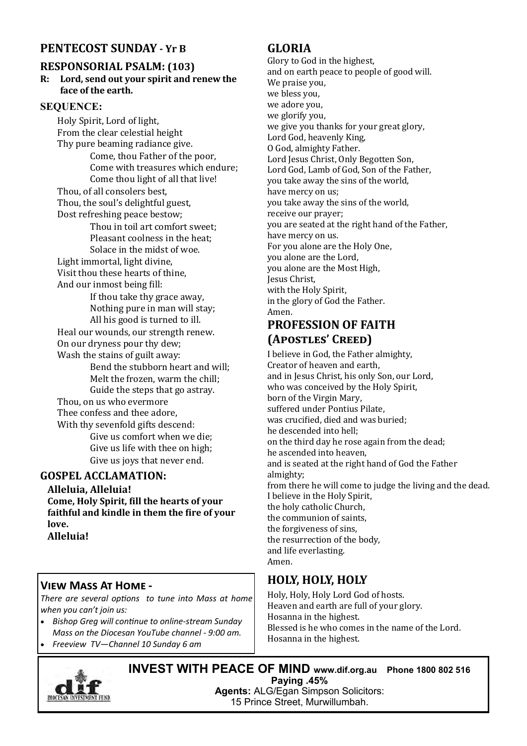## PENTECOST SUNDAY - Yr B

### RESPONSORIAL PSALM: (103)

**R: Lord, send out your spirit and renew the face of the earth.**

### SEQUENCE:

Holy Spirit, Lord of light,
From the clear celestial height
Thy pure beaming radiance give.
Come, thou Father of the poor,
Come with treasures which endure;
Come thou light of all that live!
Thou, of all consolers best,
Thou, the soul's delightful guest,
Dost refreshing peace bestow;
Thou in toil art comfort sweet;
Pleasant coolness in the heat;
Solace in the midst of woe.
Light immortal, light divine,
Visit thou these hearts of thine,
And our inmost being fill:
If thou take thy grace away,
Nothing pure in man will stay;
All his good is turned to ill.
Heal our wounds, our strength renew.
On our dryness pour thy dew;
Wash the stains of guilt away:
Bend the stubborn heart and will;
Melt the frozen, warm the chill;
Guide the steps that go astray.
Thou, on us who evermore
Thee confess and thee adore,
With thy sevenfold gifts descend:
Give us comfort when we die;
Give us life with thee on high;
Give us joys that never end.

### GOSPEL ACCLAMATION:

**Alleluia, Alleluia!**
**Come, Holy Spirit, fill the hearts of your faithful and kindle in them the fire of your love.**
**Alleluia!**

### VIEW MASS AT HOME -

*There are several options to tune into Mass at home when you can't join us:*

- *Bishop Greg will continue to online-stream Sunday Mass on the Diocesan YouTube channel - 9:00 am.*
- *Freeview TV—Channel 10 Sunday 6 am*

## GLORIA

Glory to God in the highest,
and on earth peace to people of good will.
We praise you,
we bless you,
we adore you,
we glorify you,
we give you thanks for your great glory,
Lord God, heavenly King,
O God, almighty Father.
Lord Jesus Christ, Only Begotten Son,
Lord God, Lamb of God, Son of the Father,
you take away the sins of the world,
have mercy on us;
you take away the sins of the world,
receive our prayer;
you are seated at the right hand of the Father,
have mercy on us.
For you alone are the Holy One,
you alone are the Lord,
you alone are the Most High,
Jesus Christ,
with the Holy Spirit,
in the glory of God the Father.
Amen.

## PROFESSION OF FAITH (APOSTLES' CREED)

I believe in God, the Father almighty,
Creator of heaven and earth,
and in Jesus Christ, his only Son, our Lord,
who was conceived by the Holy Spirit,
born of the Virgin Mary,
suffered under Pontius Pilate,
was crucified, died and was buried;
he descended into hell;
on the third day he rose again from the dead;
he ascended into heaven,
and is seated at the right hand of God the Father almighty;
from there he will come to judge the living and the dead.
I believe in the Holy Spirit,
the holy catholic Church,
the communion of saints,
the forgiveness of sins,
the resurrection of the body,
and life everlasting.
Amen.

## HOLY, HOLY, HOLY

Holy, Holy, Holy Lord God of hosts.
Heaven and earth are full of your glory.
Hosanna in the highest.
Blessed is he who comes in the name of the Lord.
Hosanna in the highest.

dif DIOCESAN INVESTMENT FUND

**INVEST WITH PEACE OF MIND www.dif.org.au Phone 1800 802 516**
**Paying .45%**
**Agents:** ALG/Egan Simpson Solicitors:
15 Prince Street, Murwillumbah.